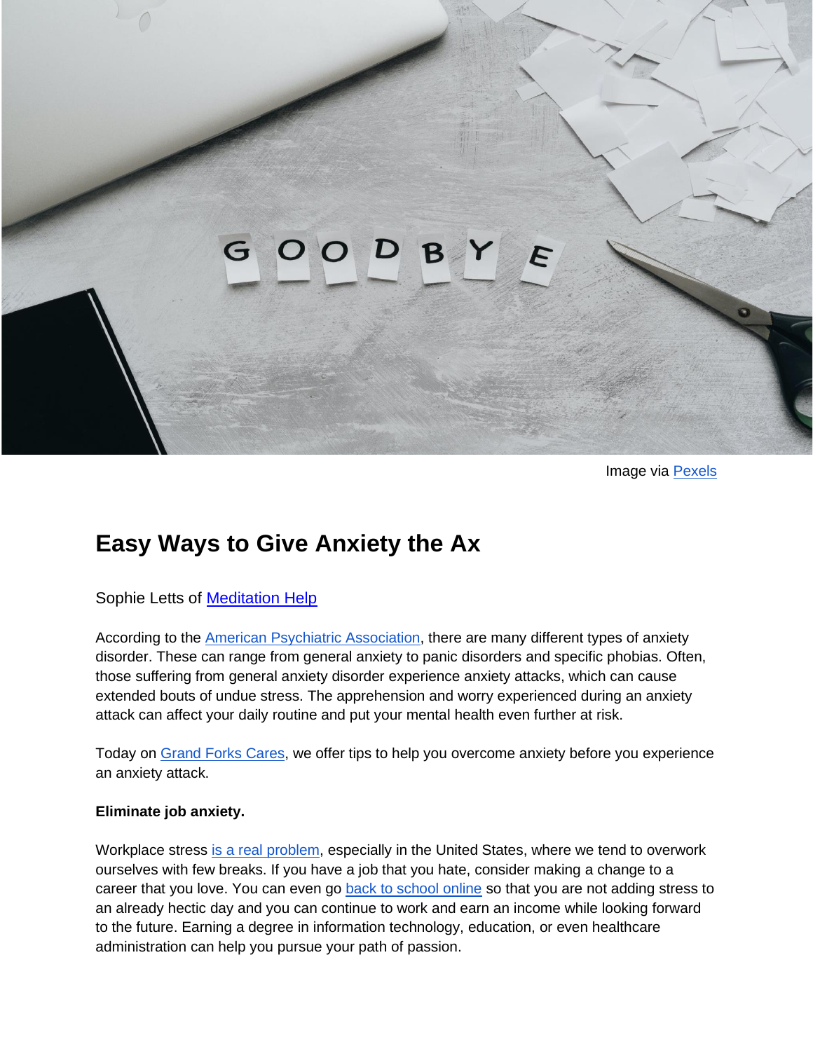Image via Pexels

# Easy Ways to Give Anxiety the Ax

Sophie Letts of Meditation Help

According to the American Psychiatric Association, there are many different types of anxiety disorder. These can range from general anxiety to panic disorders and specific phobias. Often, those suffering from general anxiety disorder experience anxiety attacks, which can cause extended bouts of undue stress. The apprehension and worry experienced during an anxiety attack can affect your daily routine and put your mental health even further at risk.

Today on Grand Forks Cares, we offer tips to help you overcome anxiety before you experience an anxiety attack.

**Eliminate job anxiety.**

Workplace stress is a real problem, especially in the United States, where we tend to overwork ourselves with few breaks. If you have a job that you hate, consider making a change to a career that you love. You can even go back to school online so that you are not adding stress to an already hectic day and you can continue to work and earn an income while looking forward to the future. Earning a degree in information technology, education, or even healthcare administration can help you pursue your path of passion.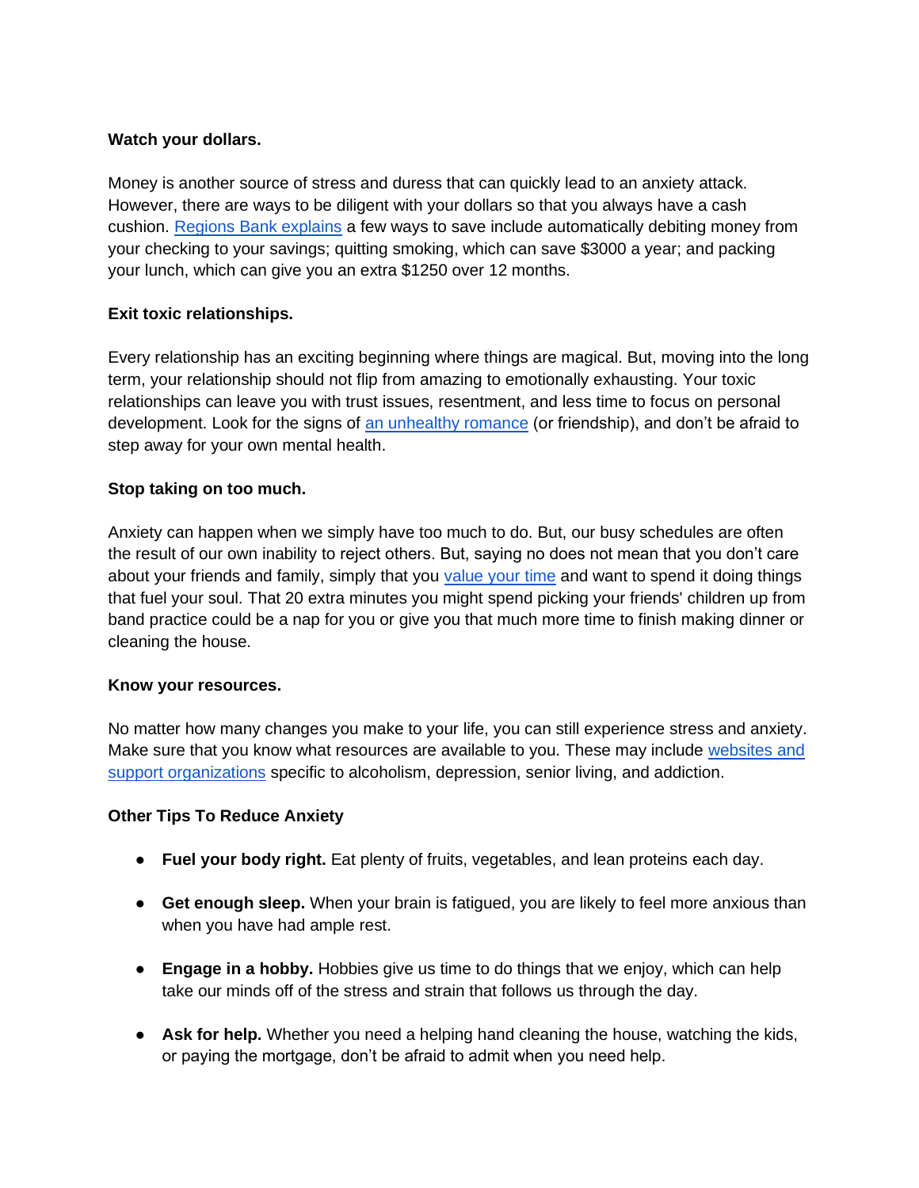**Watch your dollars.**

Money is another source of stress and duress that can quickly lead to an anxiety attack. However, there are ways to be diligent with your dollars so that you always have a cash cushion. Regions Bank explains a few ways to save include automatically debiting money from your checking to your savings; quitting smoking, which can save $3000 a year; and packing your lunch, which can give you an extra $1250 over 12 months.

**Exit toxic relationships.**

Every relationship has an exciting beginning where things are magical. But, moving into the long term, your relationship should not flip from amazing to emotionally exhausting. Your toxic relationships can leave you with trust issues, resentment, and less time to focus on personal development. Look for the signs of an unhealthy romance (or friendship), and don't be afraid to step away for your own mental health.

**Stop taking on too much.**

Anxiety can happen when we simply have too much to do. But, our busy schedules are often the result of our own inability to reject others. But, saying no does not mean that you don't care about your friends and family, simply that you value your time and want to spend it doing things that fuel your soul. That 20 extra minutes you might spend picking your friends' children up from band practice could be a nap for you or give you that much more time to finish making dinner or cleaning the house.

**Know your resources.**

No matter how many changes you make to your life, you can still experience stress and anxiety. Make sure that you know what resources are available to you. These may include websites and support organizations specific to alcoholism, depression, senior living, and addiction.

**Other Tips To Reduce Anxiety**

- **Fuel your body right.** Eat plenty of fruits, vegetables, and lean proteins each day.
- **Get enough sleep.** When your brain is fatigued, you are likely to feel more anxious than when you have had ample rest.
- **Engage in a hobby.** Hobbies give us time to do things that we enjoy, which can help take our minds off of the stress and strain that follows us through the day.
- **Ask for help.** Whether you need a helping hand cleaning the house, watching the kids, or paying the mortgage, don't be afraid to admit when you need help.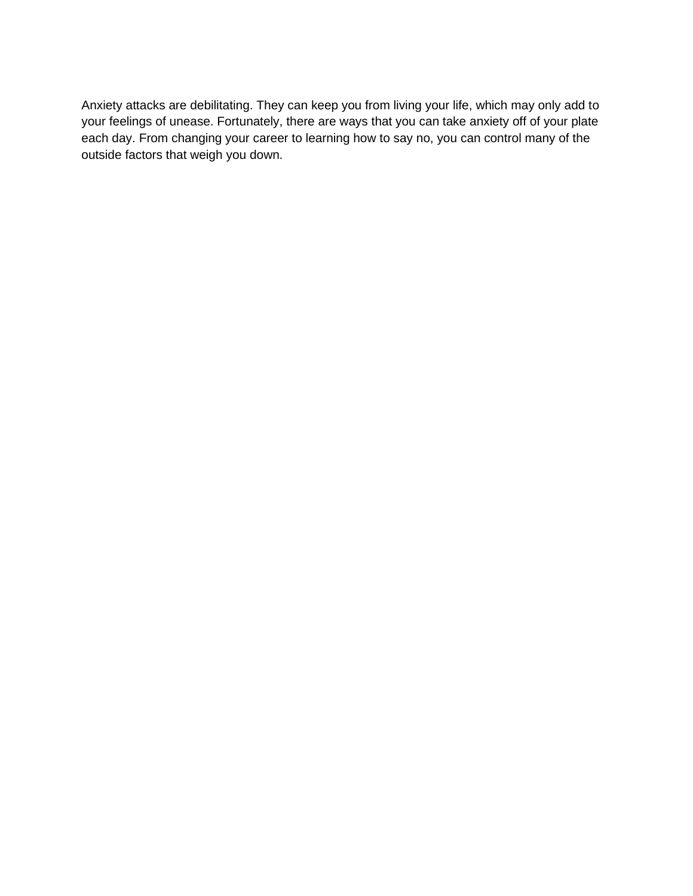Anxiety attacks are debilitating. They can keep you from living your life, which may only add to your feelings of unease. Fortunately, there are ways that you can take anxiety off of your plate each day. From changing your career to learning how to say no, you can control many of the outside factors that weigh you down.